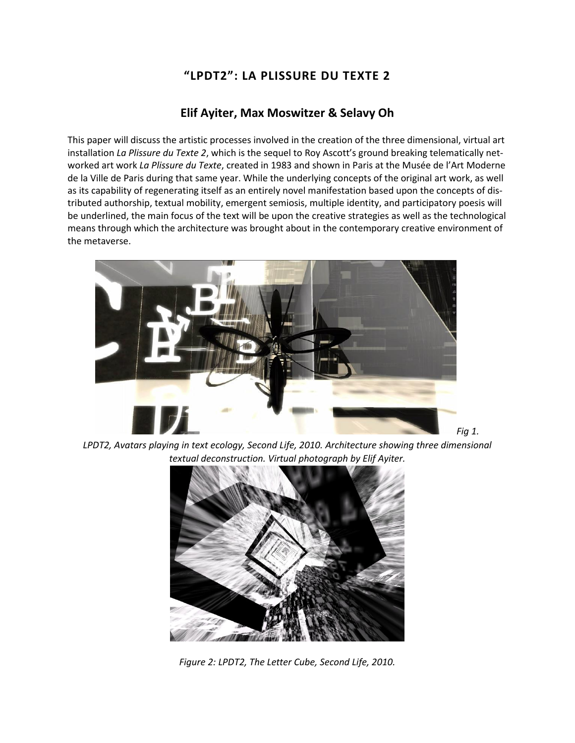# "LPDT2": LA PLISSURE DU TEXTE 2

## Elif Ayiter, Max Moswitzer & Selavy Oh

This paper will discuss the artistic processes involved in the creation of the three dimensional, virtual art installation *La Plissure du Texte 2*, which is the sequel to Roy Ascott's ground breaking telematically networked art work *La Plissure du Texte*, created in 1983 and shown in Paris at the Musée de l'Art Moderne de la Ville de Paris during that same year. While the underlying concepts of the original art work, as well as its capability of regenerating itself as an entirely novel manifestation based upon the concepts of distributed authorship, textual mobility, emergent semiosis, multiple identity, and participatory poesis will be underlined, the main focus of the text will be upon the creative strategies as well as the technological means through which the architecture was brought about in the contemporary creative environment of the metaverse.

*Fig 1. LPDT2, Avatars playing in text ecology, Second Life, 2010. Architecture showing three dimensional textual deconstruction. Virtual photograph by Elif Ayiter.*

*Figure 2: LPDT2, The Letter Cube, Second Life, 2010.*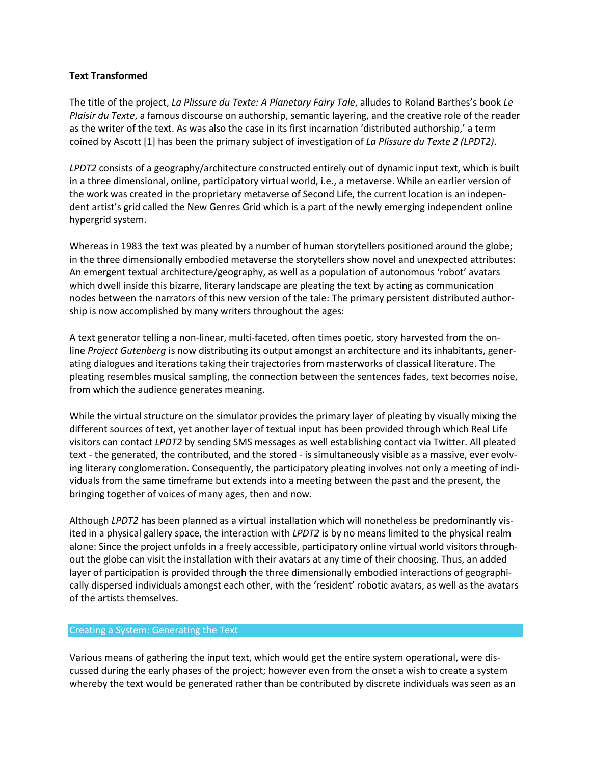**Text Transformed**

The title of the project, *La Plissure du Texte: A Planetary Fairy Tale*, alludes to Roland Barthes's book *Le Plaisir du Texte*, a famous discourse on authorship, semantic layering, and the creative role of the reader as the writer of the text. As was also the case in its first incarnation 'distributed authorship,' a term coined by Ascott [1] has been the primary subject of investigation of *La Plissure du Texte 2 (LPDT2)*.

*LPDT2* consists of a geography/architecture constructed entirely out of dynamic input text, which is built in a three dimensional, online, participatory virtual world, i.e., a metaverse. While an earlier version of the work was created in the proprietary metaverse of Second Life, the current location is an independent artist's grid called the New Genres Grid which is a part of the newly emerging independent online hypergrid system.

Whereas in 1983 the text was pleated by a number of human storytellers positioned around the globe; in the three dimensionally embodied metaverse the storytellers show novel and unexpected attributes: An emergent textual architecture/geography, as well as a population of autonomous 'robot' avatars which dwell inside this bizarre, literary landscape are pleating the text by acting as communication nodes between the narrators of this new version of the tale: The primary persistent distributed authorship is now accomplished by many writers throughout the ages:

A text generator telling a non-linear, multi-faceted, often times poetic, story harvested from the online *Project Gutenberg* is now distributing its output amongst an architecture and its inhabitants, generating dialogues and iterations taking their trajectories from masterworks of classical literature. The pleating resembles musical sampling, the connection between the sentences fades, text becomes noise, from which the audience generates meaning.

While the virtual structure on the simulator provides the primary layer of pleating by visually mixing the different sources of text, yet another layer of textual input has been provided through which Real Life visitors can contact *LPDT2* by sending SMS messages as well establishing contact via Twitter. All pleated text - the generated, the contributed, and the stored - is simultaneously visible as a massive, ever evolving literary conglomeration. Consequently, the participatory pleating involves not only a meeting of individuals from the same timeframe but extends into a meeting between the past and the present, the bringing together of voices of many ages, then and now.

Although *LPDT2* has been planned as a virtual installation which will nonetheless be predominantly visited in a physical gallery space, the interaction with *LPDT2* is by no means limited to the physical realm alone: Since the project unfolds in a freely accessible, participatory online virtual world visitors throughout the globe can visit the installation with their avatars at any time of their choosing. Thus, an added layer of participation is provided through the three dimensionally embodied interactions of geographically dispersed individuals amongst each other, with the 'resident' robotic avatars, as well as the avatars of the artists themselves.

## Creating a System: Generating the Text

Various means of gathering the input text, which would get the entire system operational, were discussed during the early phases of the project; however even from the onset a wish to create a system whereby the text would be generated rather than be contributed by discrete individuals was seen as an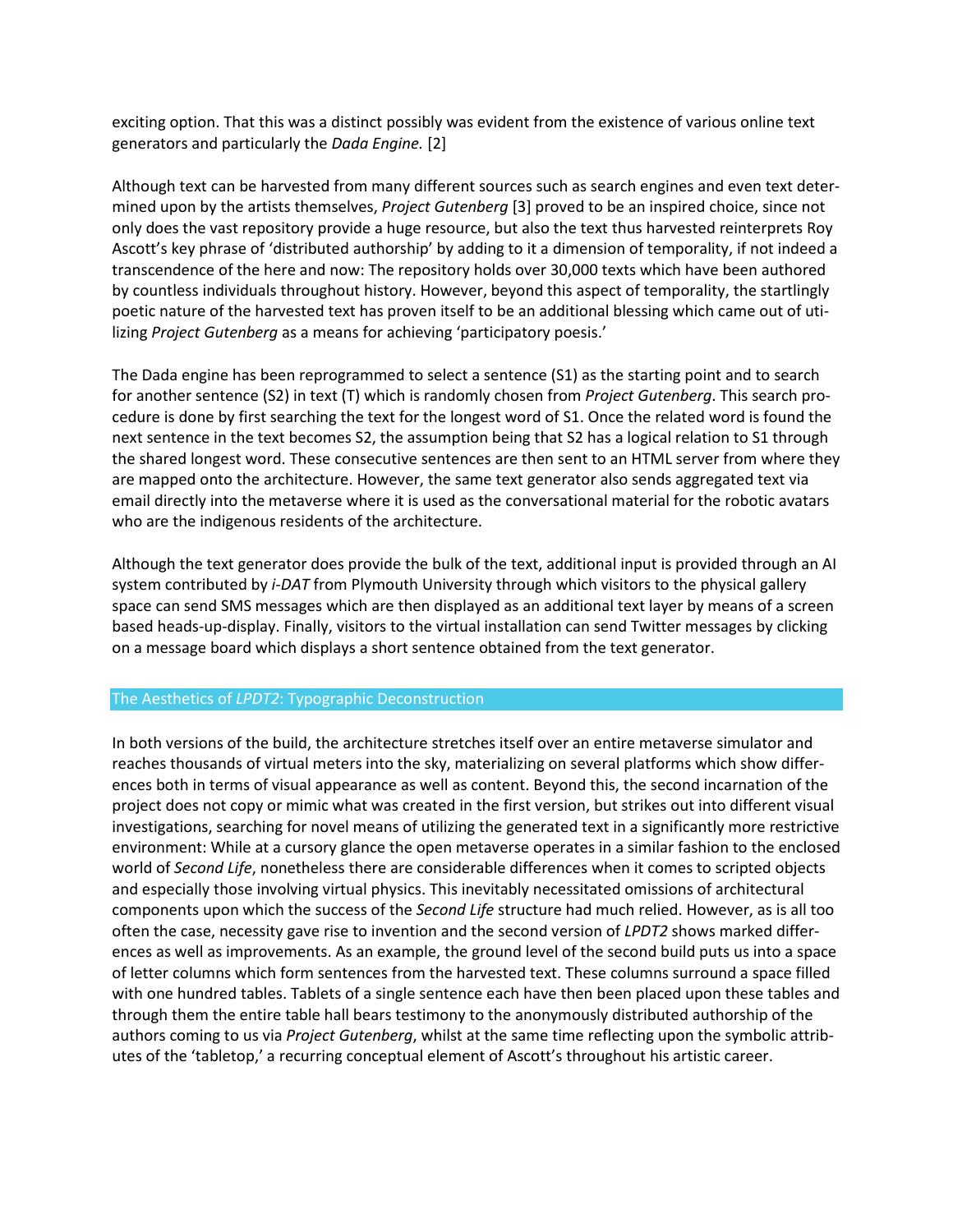exciting option. That this was a distinct possibly was evident from the existence of various online text generators and particularly the *Dada Engine.* [2]

Although text can be harvested from many different sources such as search engines and even text determined upon by the artists themselves, *Project Gutenberg* [3] proved to be an inspired choice, since not only does the vast repository provide a huge resource, but also the text thus harvested reinterprets Roy Ascott's key phrase of 'distributed authorship' by adding to it a dimension of temporality, if not indeed a transcendence of the here and now: The repository holds over 30,000 texts which have been authored by countless individuals throughout history. However, beyond this aspect of temporality, the startlingly poetic nature of the harvested text has proven itself to be an additional blessing which came out of utilizing *Project Gutenberg* as a means for achieving 'participatory poesis.'

The Dada engine has been reprogrammed to select a sentence (S1) as the starting point and to search for another sentence (S2) in text (T) which is randomly chosen from *Project Gutenberg*. This search procedure is done by first searching the text for the longest word of S1. Once the related word is found the next sentence in the text becomes S2, the assumption being that S2 has a logical relation to S1 through the shared longest word. These consecutive sentences are then sent to an HTML server from where they are mapped onto the architecture. However, the same text generator also sends aggregated text via email directly into the metaverse where it is used as the conversational material for the robotic avatars who are the indigenous residents of the architecture.

Although the text generator does provide the bulk of the text, additional input is provided through an AI system contributed by *i-DAT* from Plymouth University through which visitors to the physical gallery space can send SMS messages which are then displayed as an additional text layer by means of a screen based heads-up-display. Finally, visitors to the virtual installation can send Twitter messages by clicking on a message board which displays a short sentence obtained from the text generator.

## The Aesthetics of *LPDT2*: Typographic Deconstruction

In both versions of the build, the architecture stretches itself over an entire metaverse simulator and reaches thousands of virtual meters into the sky, materializing on several platforms which show differences both in terms of visual appearance as well as content. Beyond this, the second incarnation of the project does not copy or mimic what was created in the first version, but strikes out into different visual investigations, searching for novel means of utilizing the generated text in a significantly more restrictive environment: While at a cursory glance the open metaverse operates in a similar fashion to the enclosed world of *Second Life*, nonetheless there are considerable differences when it comes to scripted objects and especially those involving virtual physics. This inevitably necessitated omissions of architectural components upon which the success of the *Second Life* structure had much relied. However, as is all too often the case, necessity gave rise to invention and the second version of *LPDT2* shows marked differences as well as improvements. As an example, the ground level of the second build puts us into a space of letter columns which form sentences from the harvested text. These columns surround a space filled with one hundred tables. Tablets of a single sentence each have then been placed upon these tables and through them the entire table hall bears testimony to the anonymously distributed authorship of the authors coming to us via *Project Gutenberg*, whilst at the same time reflecting upon the symbolic attributes of the 'tabletop,' a recurring conceptual element of Ascott's throughout his artistic career.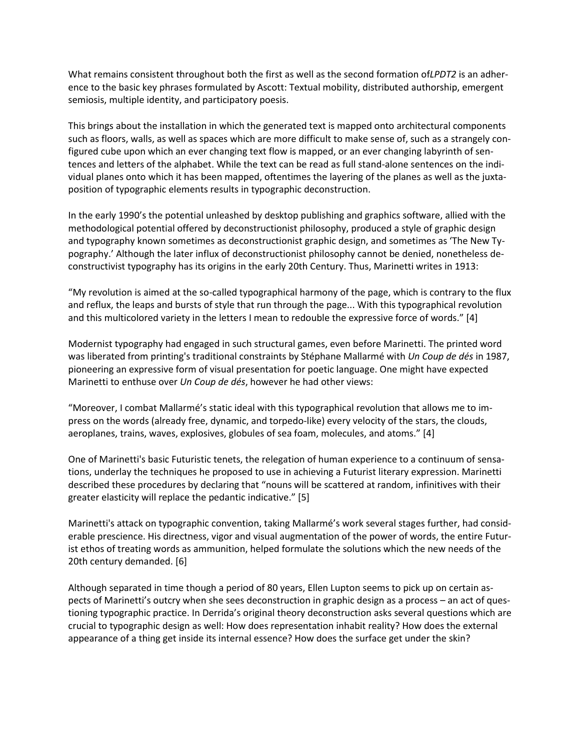What remains consistent throughout both the first as well as the second formation of*LPDT2* is an adherence to the basic key phrases formulated by Ascott: Textual mobility, distributed authorship, emergent semiosis, multiple identity, and participatory poesis.

This brings about the installation in which the generated text is mapped onto architectural components such as floors, walls, as well as spaces which are more difficult to make sense of, such as a strangely configured cube upon which an ever changing text flow is mapped, or an ever changing labyrinth of sentences and letters of the alphabet. While the text can be read as full stand-alone sentences on the individual planes onto which it has been mapped, oftentimes the layering of the planes as well as the juxtaposition of typographic elements results in typographic deconstruction.

In the early 1990's the potential unleashed by desktop publishing and graphics software, allied with the methodological potential offered by deconstructionist philosophy, produced a style of graphic design and typography known sometimes as deconstructionist graphic design, and sometimes as 'The New Typography.' Although the later influx of deconstructionist philosophy cannot be denied, nonetheless deconstructivist typography has its origins in the early 20th Century. Thus, Marinetti writes in 1913:

"My revolution is aimed at the so-called typographical harmony of the page, which is contrary to the flux and reflux, the leaps and bursts of style that run through the page... With this typographical revolution and this multicolored variety in the letters I mean to redouble the expressive force of words." [4]

Modernist typography had engaged in such structural games, even before Marinetti. The printed word was liberated from printing's traditional constraints by Stéphane Mallarmé with *Un Coup de dés* in 1987, pioneering an expressive form of visual presentation for poetic language. One might have expected Marinetti to enthuse over *Un Coup de dés*, however he had other views:

"Moreover, I combat Mallarmé's static ideal with this typographical revolution that allows me to impress on the words (already free, dynamic, and torpedo-like) every velocity of the stars, the clouds, aeroplanes, trains, waves, explosives, globules of sea foam, molecules, and atoms." [4]

One of Marinetti's basic Futuristic tenets, the relegation of human experience to a continuum of sensations, underlay the techniques he proposed to use in achieving a Futurist literary expression. Marinetti described these procedures by declaring that "nouns will be scattered at random, infinitives with their greater elasticity will replace the pedantic indicative." [5]

Marinetti's attack on typographic convention, taking Mallarmé's work several stages further, had considerable prescience. His directness, vigor and visual augmentation of the power of words, the entire Futurist ethos of treating words as ammunition, helped formulate the solutions which the new needs of the 20th century demanded. [6]

Although separated in time though a period of 80 years, Ellen Lupton seems to pick up on certain aspects of Marinetti's outcry when she sees deconstruction in graphic design as a process – an act of questioning typographic practice. In Derrida's original theory deconstruction asks several questions which are crucial to typographic design as well: How does representation inhabit reality? How does the external appearance of a thing get inside its internal essence? How does the surface get under the skin?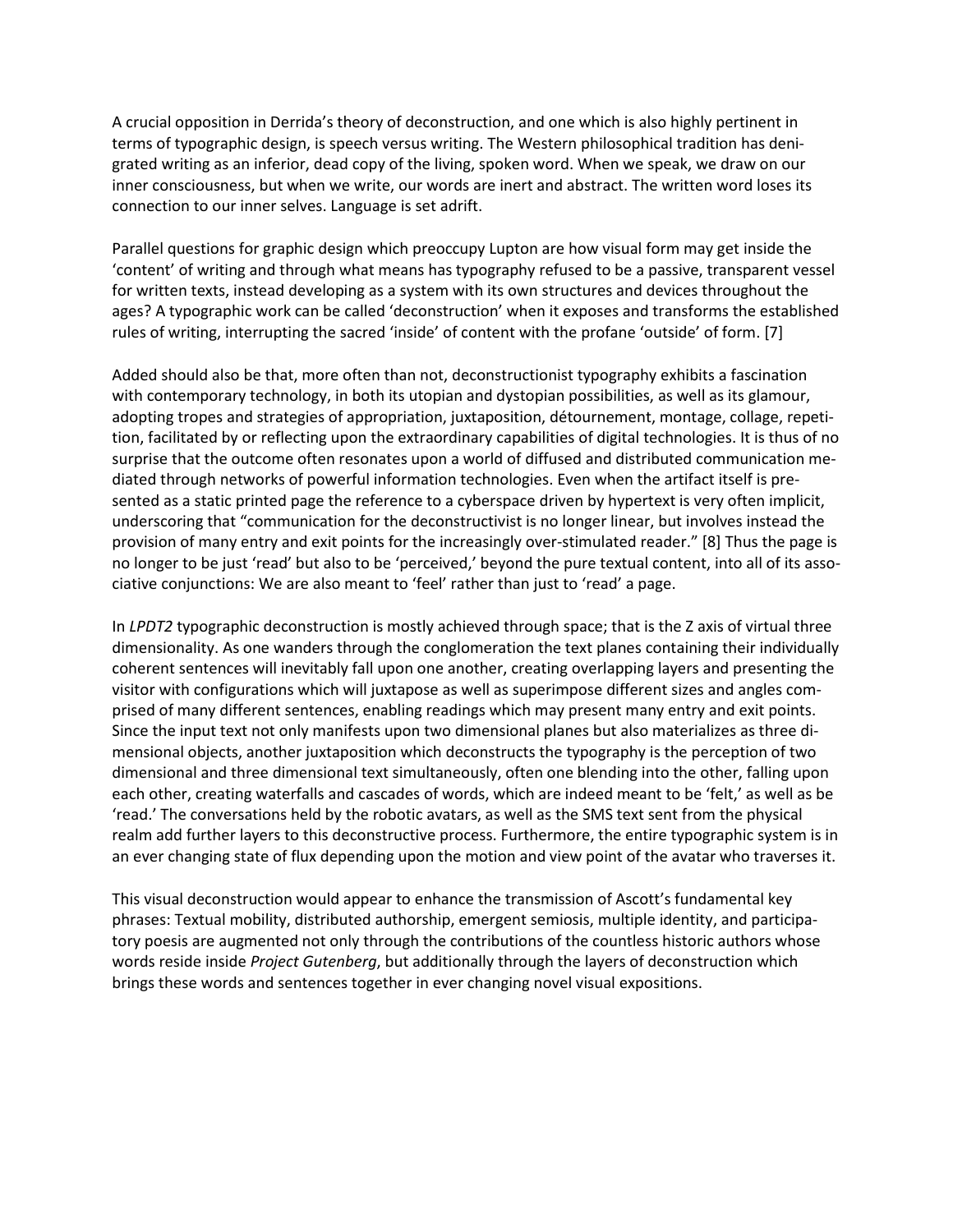A crucial opposition in Derrida's theory of deconstruction, and one which is also highly pertinent in terms of typographic design, is speech versus writing. The Western philosophical tradition has denigrated writing as an inferior, dead copy of the living, spoken word. When we speak, we draw on our inner consciousness, but when we write, our words are inert and abstract. The written word loses its connection to our inner selves. Language is set adrift.

Parallel questions for graphic design which preoccupy Lupton are how visual form may get inside the 'content' of writing and through what means has typography refused to be a passive, transparent vessel for written texts, instead developing as a system with its own structures and devices throughout the ages? A typographic work can be called 'deconstruction' when it exposes and transforms the established rules of writing, interrupting the sacred 'inside' of content with the profane 'outside' of form. [7]

Added should also be that, more often than not, deconstructionist typography exhibits a fascination with contemporary technology, in both its utopian and dystopian possibilities, as well as its glamour, adopting tropes and strategies of appropriation, juxtaposition, détournement, montage, collage, repetition, facilitated by or reflecting upon the extraordinary capabilities of digital technologies. It is thus of no surprise that the outcome often resonates upon a world of diffused and distributed communication mediated through networks of powerful information technologies. Even when the artifact itself is presented as a static printed page the reference to a cyberspace driven by hypertext is very often implicit, underscoring that "communication for the deconstructivist is no longer linear, but involves instead the provision of many entry and exit points for the increasingly over-stimulated reader." [8] Thus the page is no longer to be just 'read' but also to be 'perceived,' beyond the pure textual content, into all of its associative conjunctions: We are also meant to 'feel' rather than just to 'read' a page.

In *LPDT2* typographic deconstruction is mostly achieved through space; that is the Z axis of virtual three dimensionality. As one wanders through the conglomeration the text planes containing their individually coherent sentences will inevitably fall upon one another, creating overlapping layers and presenting the visitor with configurations which will juxtapose as well as superimpose different sizes and angles comprised of many different sentences, enabling readings which may present many entry and exit points. Since the input text not only manifests upon two dimensional planes but also materializes as three dimensional objects, another juxtaposition which deconstructs the typography is the perception of two dimensional and three dimensional text simultaneously, often one blending into the other, falling upon each other, creating waterfalls and cascades of words, which are indeed meant to be 'felt,' as well as be 'read.' The conversations held by the robotic avatars, as well as the SMS text sent from the physical realm add further layers to this deconstructive process. Furthermore, the entire typographic system is in an ever changing state of flux depending upon the motion and view point of the avatar who traverses it.

This visual deconstruction would appear to enhance the transmission of Ascott's fundamental key phrases: Textual mobility, distributed authorship, emergent semiosis, multiple identity, and participatory poesis are augmented not only through the contributions of the countless historic authors whose words reside inside *Project Gutenberg*, but additionally through the layers of deconstruction which brings these words and sentences together in ever changing novel visual expositions.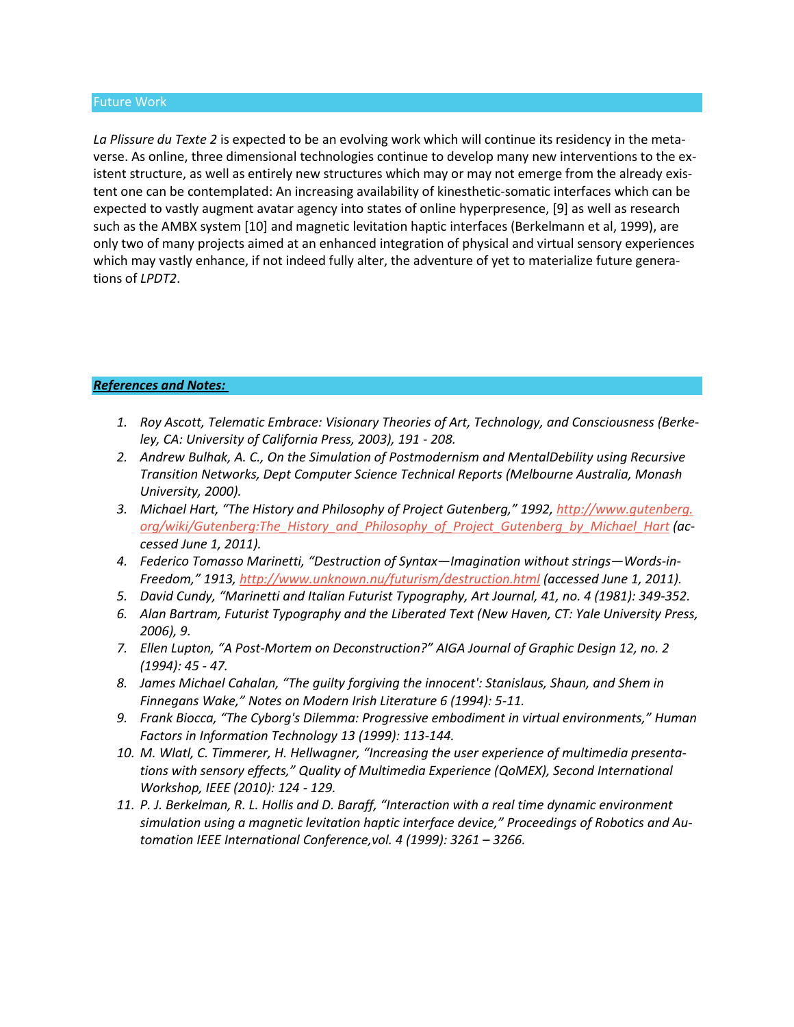## Future Work

*La Plissure du Texte 2* is expected to be an evolving work which will continue its residency in the metaverse. As online, three dimensional technologies continue to develop many new interventions to the existent structure, as well as entirely new structures which may or may not emerge from the already existent one can be contemplated: An increasing availability of kinesthetic-somatic interfaces which can be expected to vastly augment avatar agency into states of online hyperpresence, [9] as well as research such as the AMBX system [10] and magnetic levitation haptic interfaces (Berkelmann et al, 1999), are only two of many projects aimed at an enhanced integration of physical and virtual sensory experiences which may vastly enhance, if not indeed fully alter, the adventure of yet to materialize future generations of *LPDT2*.

## ***References and Notes:***

1. *Roy Ascott, Telematic Embrace: Visionary Theories of Art, Technology, and Consciousness (Berkeley, CA: University of California Press, 2003), 191 - 208.*
2. *Andrew Bulhak, A. C., On the Simulation of Postmodernism and MentalDebility using Recursive Transition Networks, Dept Computer Science Technical Reports (Melbourne Australia, Monash University, 2000).*
3. *Michael Hart, "The History and Philosophy of Project Gutenberg," 1992, [http://www.gutenberg.org/wiki/Gutenberg:The_History_and_Philosophy_of_Project_Gutenberg_by_Michael_Hart](http://www.gutenberg.org/wiki/Gutenberg:The_History_and_Philosophy_of_Project_Gutenberg_by_Michael_Hart) (accessed June 1, 2011).*
4. *Federico Tomasso Marinetti, "Destruction of Syntax—Imagination without strings—Words-in-Freedom," 1913, [http://www.unknown.nu/futurism/destruction.html](http://www.unknown.nu/futurism/destruction.html) (accessed June 1, 2011).*
5. *David Cundy, "Marinetti and Italian Futurist Typography, Art Journal, 41, no. 4 (1981): 349-352.*
6. *Alan Bartram, Futurist Typography and the Liberated Text (New Haven, CT: Yale University Press, 2006), 9.*
7. *Ellen Lupton, "A Post-Mortem on Deconstruction?" AIGA Journal of Graphic Design 12, no. 2 (1994): 45 - 47.*
8. *James Michael Cahalan, "The guilty forgiving the innocent': Stanislaus, Shaun, and Shem in Finnegans Wake," Notes on Modern Irish Literature 6 (1994): 5-11.*
9. *Frank Biocca, "The Cyborg's Dilemma: Progressive embodiment in virtual environments," Human Factors in Information Technology 13 (1999): 113-144.*
10. *M. Wlatl, C. Timmerer, H. Hellwagner, "Increasing the user experience of multimedia presentations with sensory effects," Quality of Multimedia Experience (QoMEX), Second International Workshop, IEEE (2010): 124 - 129.*
11. *P. J. Berkelman, R. L. Hollis and D. Baraff, "Interaction with a real time dynamic environment simulation using a magnetic levitation haptic interface device," Proceedings of Robotics and Automation IEEE International Conference,vol. 4 (1999): 3261 – 3266.*